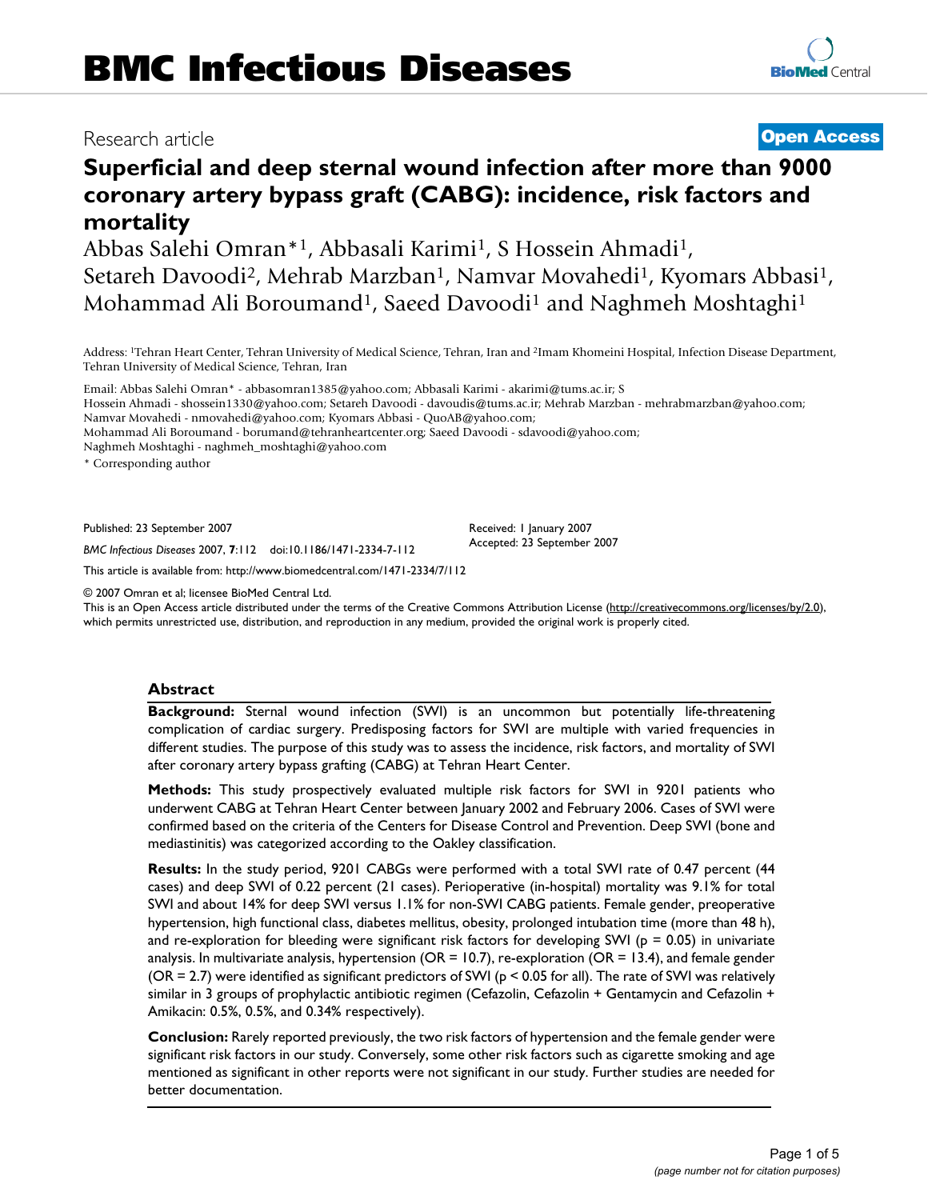BMC Infectious Diseases

Research article

**Open Access**

# Superficial and deep sternal wound infection after more than 9000 coronary artery bypass graft (CABG): incidence, risk factors and mortality

Abbas Salehi Omran*[1], Abbasali Karimi[1], S Hossein Ahmadi[1], Setareh Davoodi[2], Mehrab Marzban[1], Namvar Movahedi[1], Kyomars Abbasi[1], Mohammad Ali Boroumand[1], Saeed Davoodi[1] and Naghmeh Moshtaghi[1]

Address: [1]Tehran Heart Center, Tehran University of Medical Science, Tehran, Iran and [2]Imam Khomeini Hospital, Infection Disease Department, Tehran University of Medical Science, Tehran, Iran

Email: Abbas Salehi Omran* - abbasomran1385@yahoo.com; Abbasali Karimi - akarimi@tums.ac.ir; S Hossein Ahmadi - shossein1330@yahoo.com; Setareh Davoodi - davoudis@tums.ac.ir; Mehrab Marzban - mehrabmarzban@yahoo.com; Namvar Movahedi - nmovahedi@yahoo.com; Kyomars Abbasi - QuoAB@yahoo.com; Mohammad Ali Boroumand - borumand@tehranheartcenter.org; Saeed Davoodi - sdavoodi@yahoo.com; Naghmeh Moshtaghi - naghmeh_moshtaghi@yahoo.com

\* Corresponding author

Published: 23 September 2007

*BMC Infectious Diseases* 2007, **7**:112 doi:10.1186/1471-2334-7-112

Received: 1 January 2007
Accepted: 23 September 2007

This article is available from: http://www.biomedcentral.com/1471-2334/7/112

© 2007 Omran et al; licensee BioMed Central Ltd.
This is an Open Access article distributed under the terms of the Creative Commons Attribution License (http://creativecommons.org/licenses/by/2.0), which permits unrestricted use, distribution, and reproduction in any medium, provided the original work is properly cited.

## Abstract

**Background:** Sternal wound infection (SWI) is an uncommon but potentially life-threatening complication of cardiac surgery. Predisposing factors for SWI are multiple with varied frequencies in different studies. The purpose of this study was to assess the incidence, risk factors, and mortality of SWI after coronary artery bypass grafting (CABG) at Tehran Heart Center.

**Methods:** This study prospectively evaluated multiple risk factors for SWI in 9201 patients who underwent CABG at Tehran Heart Center between January 2002 and February 2006. Cases of SWI were confirmed based on the criteria of the Centers for Disease Control and Prevention. Deep SWI (bone and mediastinitis) was categorized according to the Oakley classification.

**Results:** In the study period, 9201 CABGs were performed with a total SWI rate of 0.47 percent (44 cases) and deep SWI of 0.22 percent (21 cases). Perioperative (in-hospital) mortality was 9.1% for total SWI and about 14% for deep SWI versus 1.1% for non-SWI CABG patients. Female gender, preoperative hypertension, high functional class, diabetes mellitus, obesity, prolonged intubation time (more than 48 h), and re-exploration for bleeding were significant risk factors for developing SWI ($p = 0.05$) in univariate analysis. In multivariate analysis, hypertension (OR = 10.7), re-exploration (OR = 13.4), and female gender (OR = 2.7) were identified as significant predictors of SWI ($p < 0.05$ for all). The rate of SWI was relatively similar in 3 groups of prophylactic antibiotic regimen (Cefazolin, Cefazolin + Gentamycin and Cefazolin + Amikacin: 0.5%, 0.5%, and 0.34% respectively).

**Conclusion:** Rarely reported previously, the two risk factors of hypertension and the female gender were significant risk factors in our study. Conversely, some other risk factors such as cigarette smoking and age mentioned as significant in other reports were not significant in our study. Further studies are needed for better documentation.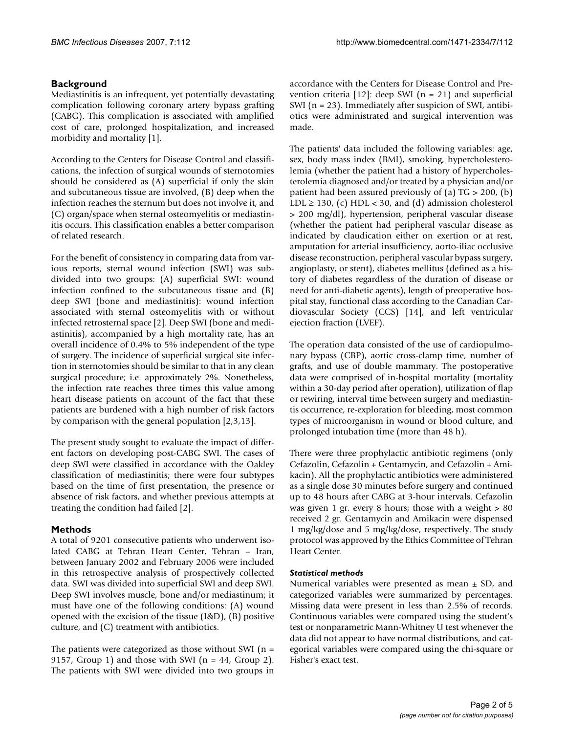## Background

Mediastinitis is an infrequent, yet potentially devastating complication following coronary artery bypass grafting (CABG). This complication is associated with amplified cost of care, prolonged hospitalization, and increased morbidity and mortality [1].

According to the Centers for Disease Control and classifications, the infection of surgical wounds of sternotomies should be considered as (A) superficial if only the skin and subcutaneous tissue are involved, (B) deep when the infection reaches the sternum but does not involve it, and (C) organ/space when sternal osteomyelitis or mediastinitis occurs. This classification enables a better comparison of related research.

For the benefit of consistency in comparing data from various reports, sternal wound infection (SWI) was subdivided into two groups: (A) superficial SWI: wound infection confined to the subcutaneous tissue and (B) deep SWI (bone and mediastinitis): wound infection associated with sternal osteomyelitis with or without infected retrosternal space [2]. Deep SWI (bone and mediastinitis), accompanied by a high mortality rate, has an overall incidence of 0.4% to 5% independent of the type of surgery. The incidence of superficial surgical site infection in sternotomies should be similar to that in any clean surgical procedure; i.e. approximately 2%. Nonetheless, the infection rate reaches three times this value among heart disease patients on account of the fact that these patients are burdened with a high number of risk factors by comparison with the general population [2,3,13].

The present study sought to evaluate the impact of different factors on developing post-CABG SWI. The cases of deep SWI were classified in accordance with the Oakley classification of mediastinitis; there were four subtypes based on the time of first presentation, the presence or absence of risk factors, and whether previous attempts at treating the condition had failed [2].

## Methods

A total of 9201 consecutive patients who underwent isolated CABG at Tehran Heart Center, Tehran – Iran, between January 2002 and February 2006 were included in this retrospective analysis of prospectively collected data. SWI was divided into superficial SWI and deep SWI. Deep SWI involves muscle, bone and/or mediastinum; it must have one of the following conditions: (A) wound opened with the excision of the tissue (I&D), (B) positive culture, and (C) treatment with antibiotics.

The patients were categorized as those without SWI (n = 9157, Group 1) and those with SWI (n = 44, Group 2). The patients with SWI were divided into two groups in accordance with the Centers for Disease Control and Prevention criteria [12]: deep SWI (n = 21) and superficial SWI (n = 23). Immediately after suspicion of SWI, antibiotics were administrated and surgical intervention was made.

The patients' data included the following variables: age, sex, body mass index (BMI), smoking, hypercholesterolemia (whether the patient had a history of hypercholesterolemia diagnosed and/or treated by a physician and/or patient had been assured previously of (a) TG > 200, (b) LDL ≥ 130, (c) HDL < 30, and (d) admission cholesterol > 200 mg/dl), hypertension, peripheral vascular disease (whether the patient had peripheral vascular disease as indicated by claudication either on exertion or at rest, amputation for arterial insufficiency, aorto-iliac occlusive disease reconstruction, peripheral vascular bypass surgery, angioplasty, or stent), diabetes mellitus (defined as a history of diabetes regardless of the duration of disease or need for anti-diabetic agents), length of preoperative hospital stay, functional class according to the Canadian Cardiovascular Society (CCS) [14], and left ventricular ejection fraction (LVEF).

The operation data consisted of the use of cardiopulmonary bypass (CBP), aortic cross-clamp time, number of grafts, and use of double mammary. The postoperative data were comprised of in-hospital mortality (mortality within a 30-day period after operation), utilization of flap or rewiring, interval time between surgery and mediastinitis occurrence, re-exploration for bleeding, most common types of microorganism in wound or blood culture, and prolonged intubation time (more than 48 h).

There were three prophylactic antibiotic regimens (only Cefazolin, Cefazolin + Gentamycin, and Cefazolin + Amikacin). All the prophylactic antibiotics were administered as a single dose 30 minutes before surgery and continued up to 48 hours after CABG at 3-hour intervals. Cefazolin was given 1 gr. every 8 hours; those with a weight > 80 received 2 gr. Gentamycin and Amikacin were dispensed 1 mg/kg/dose and 5 mg/kg/dose, respectively. The study protocol was approved by the Ethics Committee of Tehran Heart Center.

### *Statistical methods*

Numerical variables were presented as mean ± SD, and categorized variables were summarized by percentages. Missing data were present in less than 2.5% of records. Continuous variables were compared using the student's test or nonparametric Mann-Whitney U test whenever the data did not appear to have normal distributions, and categorical variables were compared using the chi-square or Fisher's exact test.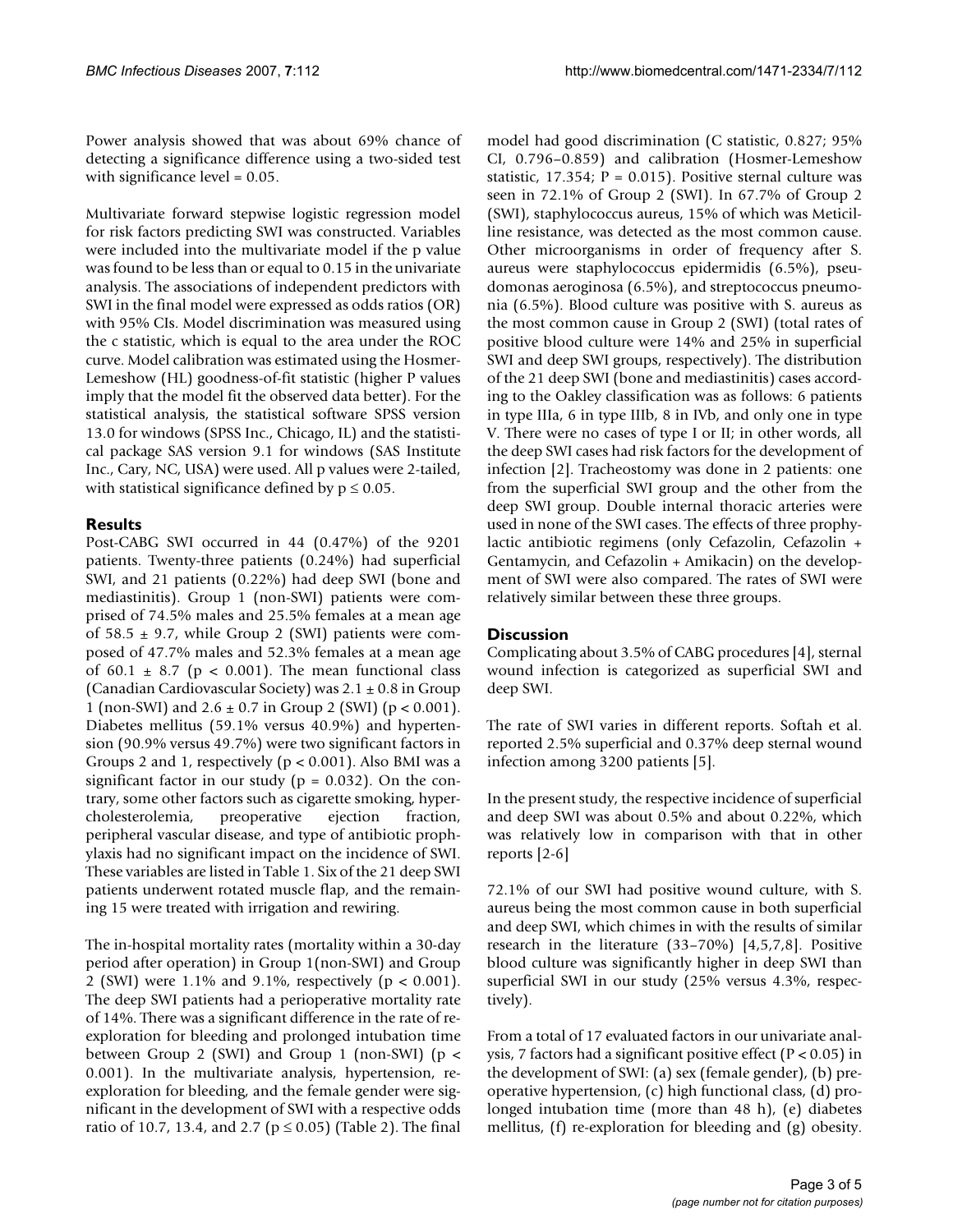Power analysis showed that was about 69% chance of detecting a significance difference using a two-sided test with significance level = 0.05.

Multivariate forward stepwise logistic regression model for risk factors predicting SWI was constructed. Variables were included into the multivariate model if the p value was found to be less than or equal to 0.15 in the univariate analysis. The associations of independent predictors with SWI in the final model were expressed as odds ratios (OR) with 95% CIs. Model discrimination was measured using the c statistic, which is equal to the area under the ROC curve. Model calibration was estimated using the Hosmer-Lemeshow (HL) goodness-of-fit statistic (higher P values imply that the model fit the observed data better). For the statistical analysis, the statistical software SPSS version 13.0 for windows (SPSS Inc., Chicago, IL) and the statistical package SAS version 9.1 for windows (SAS Institute Inc., Cary, NC, USA) were used. All p values were 2-tailed, with statistical significance defined by $p \leq 0.05$.

## Results

Post-CABG SWI occurred in 44 (0.47%) of the 9201 patients. Twenty-three patients (0.24%) had superficial SWI, and 21 patients (0.22%) had deep SWI (bone and mediastinitis). Group 1 (non-SWI) patients were comprised of 74.5% males and 25.5% females at a mean age of $58.5 \pm 9.7$, while Group 2 (SWI) patients were composed of 47.7% males and 52.3% females at a mean age of $60.1 \pm 8.7$ ($p < 0.001$). The mean functional class (Canadian Cardiovascular Society) was $2.1 \pm 0.8$ in Group 1 (non-SWI) and $2.6 \pm 0.7$ in Group 2 (SWI) ($p < 0.001$). Diabetes mellitus (59.1% versus 40.9%) and hypertension (90.9% versus 49.7%) were two significant factors in Groups 2 and 1, respectively ($p < 0.001$). Also BMI was a significant factor in our study ($p = 0.032$). On the contrary, some other factors such as cigarette smoking, hypercholesterolemia, preoperative ejection fraction, peripheral vascular disease, and type of antibiotic prophylaxis had no significant impact on the incidence of SWI. These variables are listed in Table 1. Six of the 21 deep SWI patients underwent rotated muscle flap, and the remaining 15 were treated with irrigation and rewiring.

The in-hospital mortality rates (mortality within a 30-day period after operation) in Group 1(non-SWI) and Group 2 (SWI) were 1.1% and 9.1%, respectively ($p < 0.001$). The deep SWI patients had a perioperative mortality rate of 14%. There was a significant difference in the rate of re-exploration for bleeding and prolonged intubation time between Group 2 (SWI) and Group 1 (non-SWI) ($p < 0.001$). In the multivariate analysis, hypertension, re-exploration for bleeding, and the female gender were significant in the development of SWI with a respective odds ratio of 10.7, 13.4, and 2.7 ($p \leq 0.05$) (Table 2). The final model had good discrimination (C statistic, 0.827; 95% CI, 0.796–0.859) and calibration (Hosmer-Lemeshow statistic, 17.354; $P = 0.015$). Positive sternal culture was seen in 72.1% of Group 2 (SWI). In 67.7% of Group 2 (SWI), staphylococcus aureus, 15% of which was Meticilline resistance, was detected as the most common cause. Other microorganisms in order of frequency after S. aureus were staphylococcus epidermidis (6.5%), pseudomonas aeroginosa (6.5%), and streptococcus pneumonia (6.5%). Blood culture was positive with S. aureus as the most common cause in Group 2 (SWI) (total rates of positive blood culture were 14% and 25% in superficial SWI and deep SWI groups, respectively). The distribution of the 21 deep SWI (bone and mediastinitis) cases according to the Oakley classification was as follows: 6 patients in type IIIa, 6 in type IIIb, 8 in IVb, and only one in type V. There were no cases of type I or II; in other words, all the deep SWI cases had risk factors for the development of infection [2]. Tracheostomy was done in 2 patients: one from the superficial SWI group and the other from the deep SWI group. Double internal thoracic arteries were used in none of the SWI cases. The effects of three prophylactic antibiotic regimens (only Cefazolin, Cefazolin + Gentamycin, and Cefazolin + Amikacin) on the development of SWI were also compared. The rates of SWI were relatively similar between these three groups.

## Discussion

Complicating about 3.5% of CABG procedures [4], sternal wound infection is categorized as superficial SWI and deep SWI.

The rate of SWI varies in different reports. Softah et al. reported 2.5% superficial and 0.37% deep sternal wound infection among 3200 patients [5].

In the present study, the respective incidence of superficial and deep SWI was about 0.5% and about 0.22%, which was relatively low in comparison with that in other reports [2-6]

72.1% of our SWI had positive wound culture, with S. aureus being the most common cause in both superficial and deep SWI, which chimes in with the results of similar research in the literature (33–70%) [4,5,7,8]. Positive blood culture was significantly higher in deep SWI than superficial SWI in our study (25% versus 4.3%, respectively).

From a total of 17 evaluated factors in our univariate analysis, 7 factors had a significant positive effect ($P < 0.05$) in the development of SWI: (a) sex (female gender), (b) preoperative hypertension, (c) high functional class, (d) prolonged intubation time (more than 48 h), (e) diabetes mellitus, (f) re-exploration for bleeding and (g) obesity.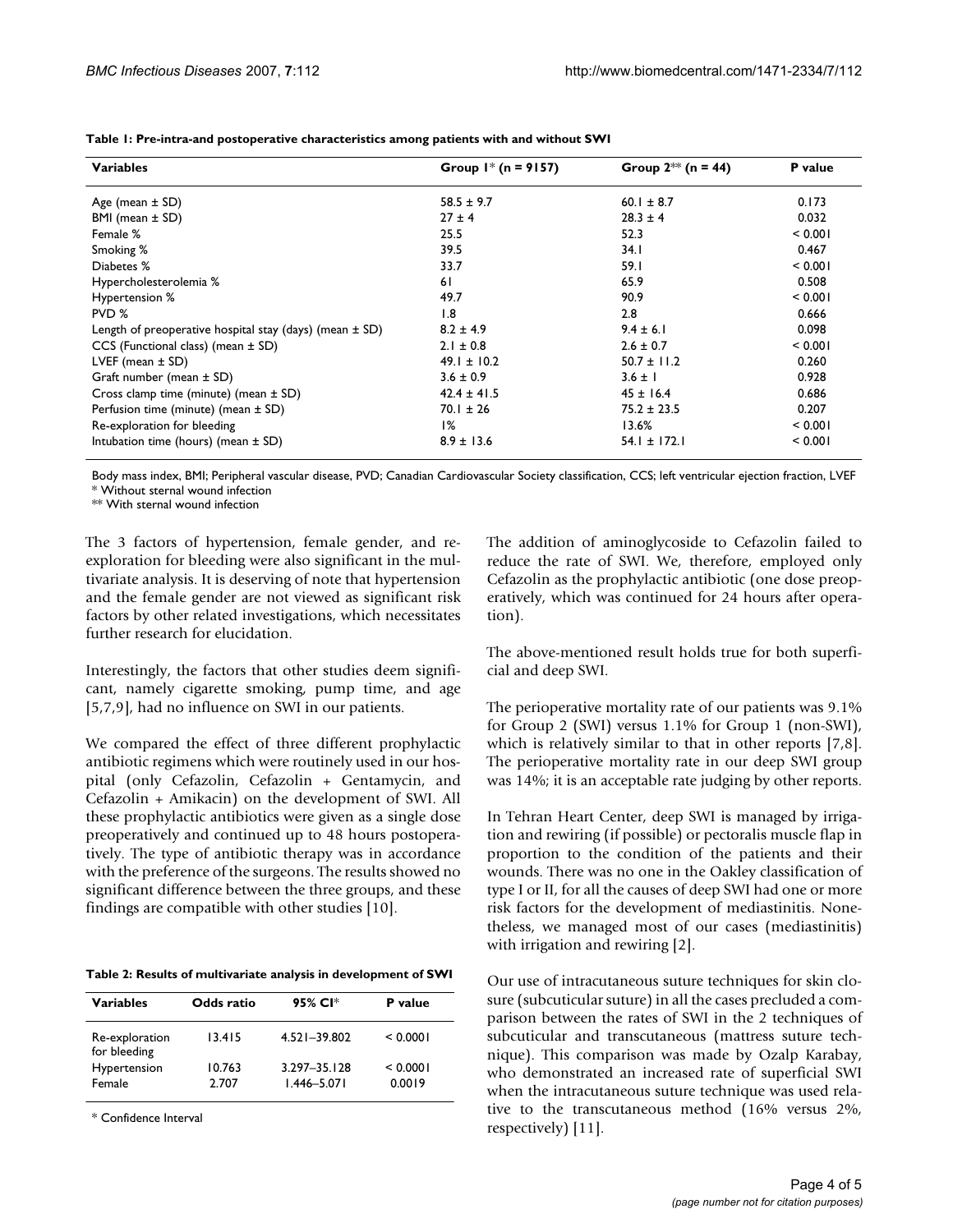**Table 1: Pre-intra-and postoperative characteristics among patients with and without SWI**

| Variables | Group 1* (n = 9157) | Group 2** (n = 44) | P value |
|---|---|---|---|
| Age (mean ± SD) | 58.5 ± 9.7 | 60.1 ± 8.7 | 0.173 |
| BMI (mean ± SD) | 27 ± 4 | 28.3 ± 4 | 0.032 |
| Female % | 25.5 | 52.3 | < 0.001 |
| Smoking % | 39.5 | 34.1 | 0.467 |
| Diabetes % | 33.7 | 59.1 | < 0.001 |
| Hypercholesterolemia % | 61 | 65.9 | 0.508 |
| Hypertension % | 49.7 | 90.9 | < 0.001 |
| PVD % | 1.8 | 2.8 | 0.666 |
| Length of preoperative hospital stay (days) (mean ± SD) | 8.2 ± 4.9 | 9.4 ± 6.1 | 0.098 |
| CCS (Functional class) (mean ± SD) | 2.1 ± 0.8 | 2.6 ± 0.7 | < 0.001 |
| LVEF (mean ± SD) | 49.1 ± 10.2 | 50.7 ± 11.2 | 0.260 |
| Graft number (mean ± SD) | 3.6 ± 0.9 | 3.6 ± 1 | 0.928 |
| Cross clamp time (minute) (mean ± SD) | 42.4 ± 41.5 | 45 ± 16.4 | 0.686 |
| Perfusion time (minute) (mean ± SD) | 70.1 ± 26 | 75.2 ± 23.5 | 0.207 |
| Re-exploration for bleeding | 1% | 13.6% | < 0.001 |
| Intubation time (hours) (mean ± SD) | 8.9 ± 13.6 | 54.1 ± 172.1 | < 0.001 |

Body mass index, BMI; Peripheral vascular disease, PVD; Canadian Cardiovascular Society classification, CCS; left ventricular ejection fraction, LVEF
* Without sternal wound infection
** With sternal wound infection

The 3 factors of hypertension, female gender, and re-exploration for bleeding were also significant in the multivariate analysis. It is deserving of note that hypertension and the female gender are not viewed as significant risk factors by other related investigations, which necessitates further research for elucidation.

Interestingly, the factors that other studies deem significant, namely cigarette smoking, pump time, and age [5,7,9], had no influence on SWI in our patients.

We compared the effect of three different prophylactic antibiotic regimens which were routinely used in our hospital (only Cefazolin, Cefazolin + Gentamycin, and Cefazolin + Amikacin) on the development of SWI. All these prophylactic antibiotics were given as a single dose preoperatively and continued up to 48 hours postoperatively. The type of antibiotic therapy was in accordance with the preference of the surgeons. The results showed no significant difference between the three groups, and these findings are compatible with other studies [10].

**Table 2: Results of multivariate analysis in development of SWI**

| Variables | Odds ratio | 95% CI* | P value |
|---|---|---|---|
| Re-exploration for bleeding | 13.415 | 4.521–39.802 | < 0.0001 |
| Hypertension | 10.763 | 3.297–35.128 | < 0.0001 |
| Female | 2.707 | 1.446–5.071 | 0.0019 |

* Confidence Interval

The addition of aminoglycoside to Cefazolin failed to reduce the rate of SWI. We, therefore, employed only Cefazolin as the prophylactic antibiotic (one dose preoperatively, which was continued for 24 hours after operation).

The above-mentioned result holds true for both superficial and deep SWI.

The perioperative mortality rate of our patients was 9.1% for Group 2 (SWI) versus 1.1% for Group 1 (non-SWI), which is relatively similar to that in other reports [7,8]. The perioperative mortality rate in our deep SWI group was 14%; it is an acceptable rate judging by other reports.

In Tehran Heart Center, deep SWI is managed by irrigation and rewiring (if possible) or pectoralis muscle flap in proportion to the condition of the patients and their wounds. There was no one in the Oakley classification of type I or II, for all the causes of deep SWI had one or more risk factors for the development of mediastinitis. Nonetheless, we managed most of our cases (mediastinitis) with irrigation and rewiring [2].

Our use of intracutaneous suture techniques for skin closure (subcuticular suture) in all the cases precluded a comparison between the rates of SWI in the 2 techniques of subcuticular and transcutaneous (mattress suture technique). This comparison was made by Ozalp Karabay, who demonstrated an increased rate of superficial SWI when the intracutaneous suture technique was used relative to the transcutaneous method (16% versus 2%, respectively) [11].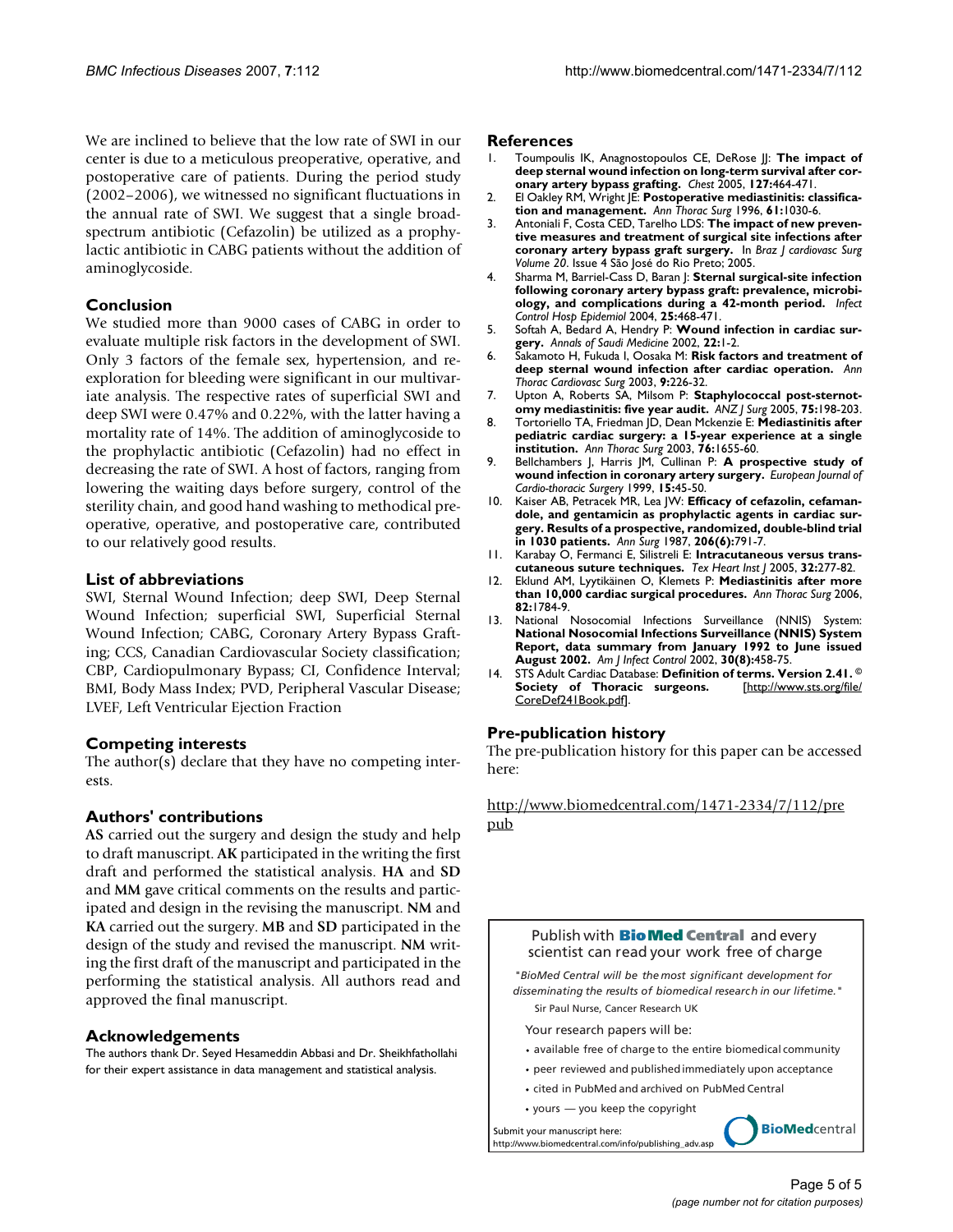We are inclined to believe that the low rate of SWI in our center is due to a meticulous preoperative, operative, and postoperative care of patients. During the period study (2002–2006), we witnessed no significant fluctuations in the annual rate of SWI. We suggest that a single broad-spectrum antibiotic (Cefazolin) be utilized as a prophylactic antibiotic in CABG patients without the addition of aminoglycoside.

## Conclusion

We studied more than 9000 cases of CABG in order to evaluate multiple risk factors in the development of SWI. Only 3 factors of the female sex, hypertension, and re-exploration for bleeding were significant in our multivariate analysis. The respective rates of superficial SWI and deep SWI were 0.47% and 0.22%, with the latter having a mortality rate of 14%. The addition of aminoglycoside to the prophylactic antibiotic (Cefazolin) had no effect in decreasing the rate of SWI. A host of factors, ranging from lowering the waiting days before surgery, control of the sterility chain, and good hand washing to methodical preoperative, operative, and postoperative care, contributed to our relatively good results.

## List of abbreviations

SWI, Sternal Wound Infection; deep SWI, Deep Sternal Wound Infection; superficial SWI, Superficial Sternal Wound Infection; CABG, Coronary Artery Bypass Grafting; CCS, Canadian Cardiovascular Society classification; CBP, Cardiopulmonary Bypass; CI, Confidence Interval; BMI, Body Mass Index; PVD, Peripheral Vascular Disease; LVEF, Left Ventricular Ejection Fraction

## Competing interests

The author(s) declare that they have no competing interests.

## Authors' contributions

**AS** carried out the surgery and design the study and help to draft manuscript. **AK** participated in the writing the first draft and performed the statistical analysis. **HA** and **SD** and **MM** gave critical comments on the results and participated and design in the revising the manuscript. **NM** and **KA** carried out the surgery. **MB** and **SD** participated in the design of the study and revised the manuscript. **NM** writing the first draft of the manuscript and participated in the performing the statistical analysis. All authors read and approved the final manuscript.

## Acknowledgements

The authors thank Dr. Seyed Hesameddin Abbasi and Dr. Sheikhfathollahi for their expert assistance in data management and statistical analysis.

## References

1. Toumpoulis IK, Anagnostopoulos CE, DeRose JJ: **The impact of deep sternal wound infection on long-term survival after coronary artery bypass grafting.** *Chest* 2005, **127:**464-471.
2. El Oakley RM, Wright JE: **Postoperative mediastinitis: classification and management.** *Ann Thorac Surg* 1996, **61:**1030-6.
3. Antoniali F, Costa CED, Tarelho LDS: **The impact of new preventive measures and treatment of surgical site infections after coronary artery bypass graft surgery.** In *Braz J cardiovasc Surg Volume 20*. Issue 4 São José do Rio Preto; 2005.
4. Sharma M, Barriel-Cass D, Baran J: **Sternal surgical-site infection following coronary artery bypass graft: prevalence, microbiology, and complications during a 42-month period.** *Infect Control Hosp Epidemiol* 2004, **25:**468-471.
5. Softah A, Bedard A, Hendry P: **Wound infection in cardiac surgery.** *Annals of Saudi Medicine* 2002, **22:**1-2.
6. Sakamoto H, Fukuda I, Oosaka M: **Risk factors and treatment of deep sternal wound infection after cardiac operation.** *Ann Thorac Cardiovasc Surg* 2003, **9:**226-32.
7. Upton A, Roberts SA, Milsom P: **Staphylococcal post-sternotomy mediastinitis: five year audit.** *ANZ J Surg* 2005, **75:**198-203.
8. Tortoriello TA, Friedman JD, Dean Mckenzie E: **Mediastinitis after pediatric cardiac surgery: a 15-year experience at a single institution.** *Ann Thorac Surg* 2003, **76:**1655-60.
9. Bellchambers J, Harris JM, Cullinan P: **A prospective study of wound infection in coronary artery surgery.** *European Journal of Cardio-thoracic Surgery* 1999, **15:**45-50.
10. Kaiser AB, Petracek MR, Lea JW: **Efficacy of cefazolin, cefamandole, and gentamicin as prophylactic agents in cardiac surgery. Results of a prospective, randomized, double-blind trial in 1030 patients.** *Ann Surg* 1987, **206(6):**791-7.
11. Karabay O, Fermanci E, Silistreli E: **Intracutaneous versus transcutaneous suture techniques.** *Tex Heart Inst J* 2005, **32:**277-82.
12. Eklund AM, Lyytikäinen O, Klemets P: **Mediastinitis after more than 10,000 cardiac surgical procedures.** *Ann Thorac Surg* 2006, **82:**1784-9.
13. National Nosocomial Infections Surveillance (NNIS) System: **National Nosocomial Infections Surveillance (NNIS) System Report, data summary from January 1992 to June issued August 2002.** *Am J Infect Control* 2002, **30(8):**458-75.
14. STS Adult Cardiac Database: **Definition of terms. Version 2.41. © Society of Thoracic surgeons.** [http://www.sts.org/file/CoreDef241Book.pdf].

## Pre-publication history

The pre-publication history for this paper can be accessed here:

http://www.biomedcentral.com/1471-2334/7/112/prepub